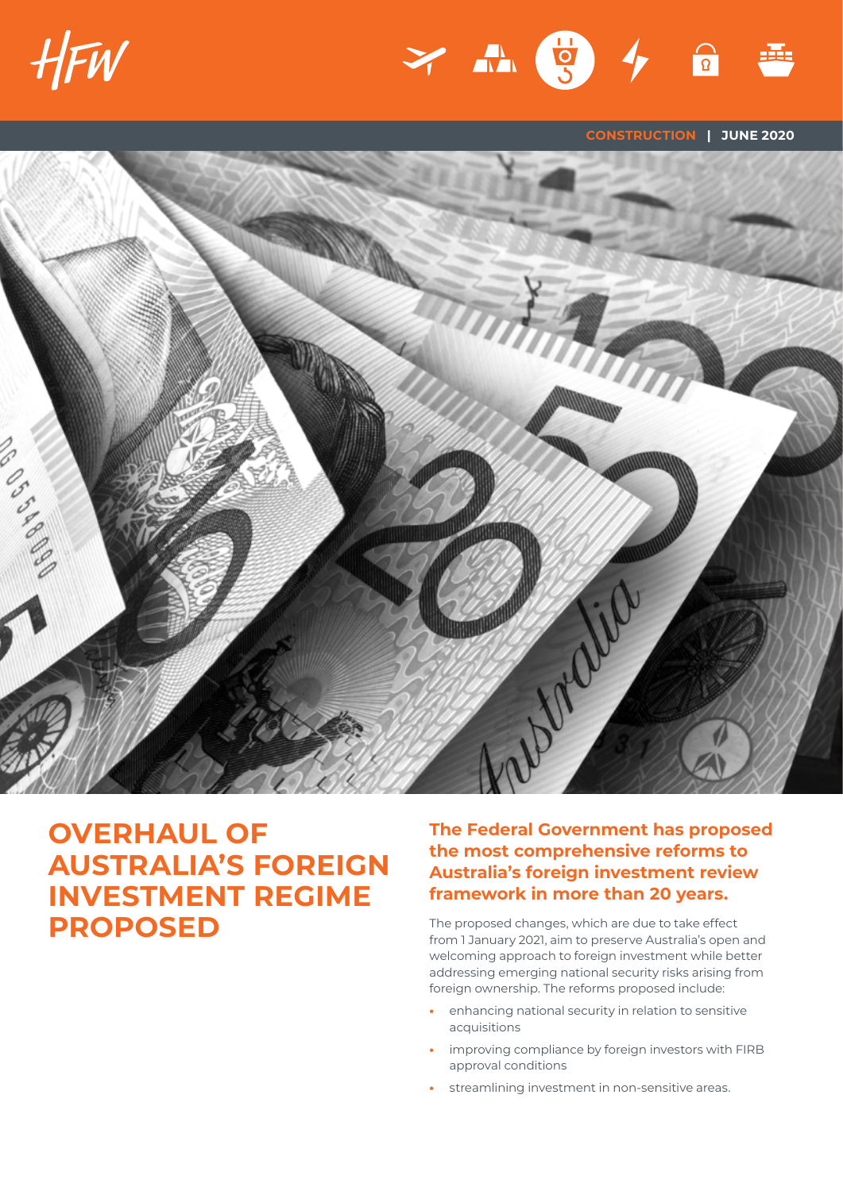CONSTRUCTION | JUNE 2020

# OVERHAUL OF AUSTRALIA'S FOREIGN INVESTMENT REGIME PROPOSED

**The Federal Government has proposed the most comprehensive reforms to Australia's foreign investment review framework in more than 20 years.**

The proposed changes, which are due to take effect from 1 January 2021, aim to preserve Australia's open and welcoming approach to foreign investment while better addressing emerging national security risks arising from foreign ownership. The reforms proposed include:

- enhancing national security in relation to sensitive acquisitions
- improving compliance by foreign investors with FIRB approval conditions
- streamlining investment in non-sensitive areas.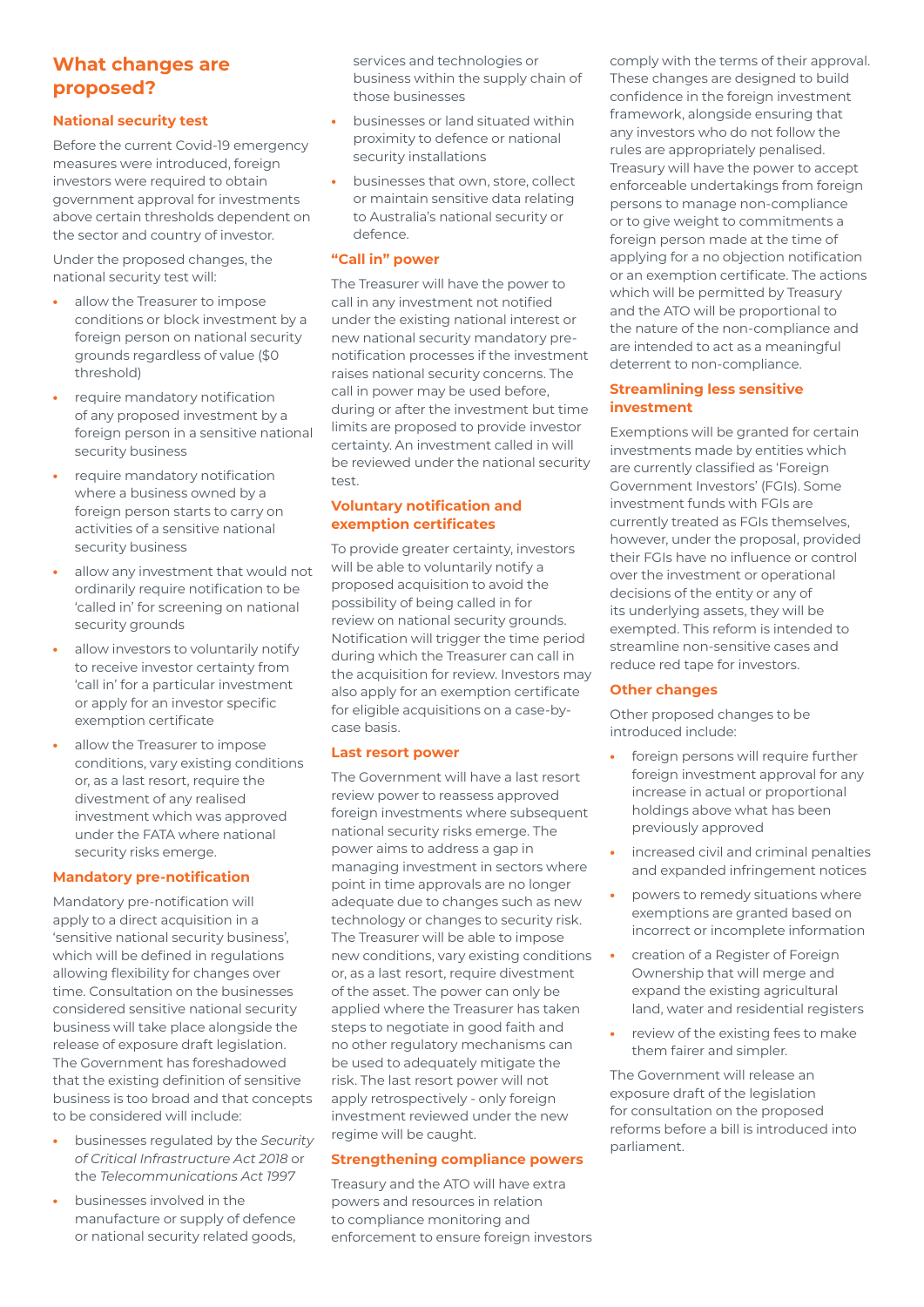## What changes are proposed?

### National security test

Before the current Covid-19 emergency measures were introduced, foreign investors were required to obtain government approval for investments above certain thresholds dependent on the sector and country of investor.

Under the proposed changes, the national security test will:

- allow the Treasurer to impose conditions or block investment by a foreign person on national security grounds regardless of value ($0 threshold)
- require mandatory notification of any proposed investment by a foreign person in a sensitive national security business
- require mandatory notification where a business owned by a foreign person starts to carry on activities of a sensitive national security business
- allow any investment that would not ordinarily require notification to be 'called in' for screening on national security grounds
- allow investors to voluntarily notify to receive investor certainty from 'call in' for a particular investment or apply for an investor specific exemption certificate
- allow the Treasurer to impose conditions, vary existing conditions or, as a last resort, require the divestment of any realised investment which was approved under the FATA where national security risks emerge.

### Mandatory pre-notification

Mandatory pre-notification will apply to a direct acquisition in a 'sensitive national security business', which will be defined in regulations allowing flexibility for changes over time. Consultation on the businesses considered sensitive national security business will take place alongside the release of exposure draft legislation. The Government has foreshadowed that the existing definition of sensitive business is too broad and that concepts to be considered will include:

- businesses regulated by the *Security of Critical Infrastructure Act 2018* or the *Telecommunications Act 1997*
- businesses involved in the manufacture or supply of defence or national security related goods, services and technologies or business within the supply chain of those businesses
- businesses or land situated within proximity to defence or national security installations
- businesses that own, store, collect or maintain sensitive data relating to Australia's national security or defence.

### "Call in" power

The Treasurer will have the power to call in any investment not notified under the existing national interest or new national security mandatory pre-notification processes if the investment raises national security concerns. The call in power may be used before, during or after the investment but time limits are proposed to provide investor certainty. An investment called in will be reviewed under the national security test.

### Voluntary notification and exemption certificates

To provide greater certainty, investors will be able to voluntarily notify a proposed acquisition to avoid the possibility of being called in for review on national security grounds. Notification will trigger the time period during which the Treasurer can call in the acquisition for review. Investors may also apply for an exemption certificate for eligible acquisitions on a case-by-case basis.

### Last resort power

The Government will have a last resort review power to reassess approved foreign investments where subsequent national security risks emerge. The power aims to address a gap in managing investment in sectors where point in time approvals are no longer adequate due to changes such as new technology or changes to security risk. The Treasurer will be able to impose new conditions, vary existing conditions or, as a last resort, require divestment of the asset. The power can only be applied where the Treasurer has taken steps to negotiate in good faith and no other regulatory mechanisms can be used to adequately mitigate the risk. The last resort power will not apply retrospectively - only foreign investment reviewed under the new regime will be caught.

### Strengthening compliance powers

Treasury and the ATO will have extra powers and resources in relation to compliance monitoring and enforcement to ensure foreign investors comply with the terms of their approval. These changes are designed to build confidence in the foreign investment framework, alongside ensuring that any investors who do not follow the rules are appropriately penalised. Treasury will have the power to accept enforceable undertakings from foreign persons to manage non-compliance or to give weight to commitments a foreign person made at the time of applying for a no objection notification or an exemption certificate. The actions which will be permitted by Treasury and the ATO will be proportional to the nature of the non-compliance and are intended to as a meaningful deterrent to non-compliance.

### Streamlining less sensitive investment

Exemptions will be granted for certain investments made by entities which are currently classified as 'Foreign Government Investors' (FGIs). Some investment funds with FGIs are currently treated as FGIs themselves, however, under the proposal, provided their FGIs have no influence or control over the investment or operational decisions of the entity or any of its underlying assets, they will be exempted. This reform is intended to streamline non-sensitive cases and reduce red tape for investors.

### Other changes

Other proposed changes to be introduced include:

- foreign persons will require further foreign investment approval for any increase in actual or proportional holdings above what has been previously approved
- increased civil and criminal penalties and expanded infringement notices
- powers to remedy situations where exemptions are granted based on incorrect or incomplete information
- creation of a Register of Foreign Ownership that will merge and expand the existing agricultural land, water and residential registers
- review of the existing fees to make them fairer and simpler.

The Government will release an exposure draft of the legislation for consultation on the proposed reforms before a bill is introduced into parliament.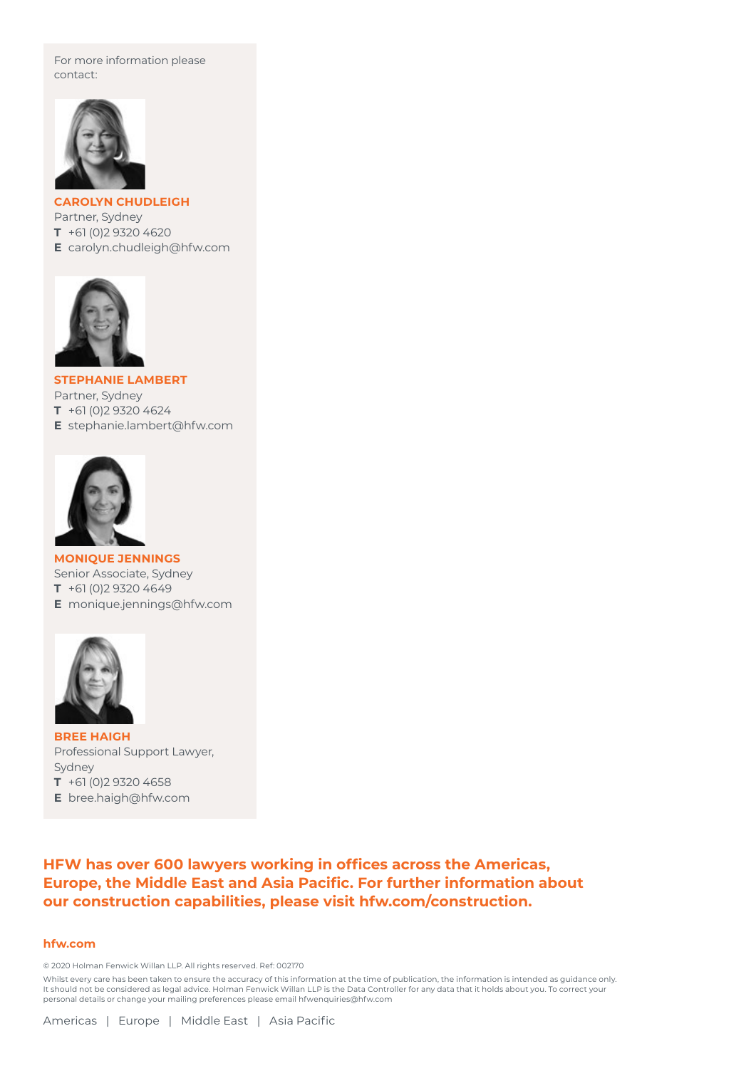For more information please contact:

**CAROLYN CHUDLEIGH**
Partner, Sydney
**T** +61 (0)2 9320 4620
**E** carolyn.chudleigh@hfw.com

**STEPHANIE LAMBERT**
Partner, Sydney
**T** +61 (0)2 9320 4624
**E** stephanie.lambert@hfw.com

**MONIQUE JENNINGS**
Senior Associate, Sydney
**T** +61 (0)2 9320 4649
**E** monique.jennings@hfw.com

**BREE HAIGH**
Professional Support Lawyer, Sydney
**T** +61 (0)2 9320 4658
**E** bree.haigh@hfw.com

**HFW has over 600 lawyers working in offices across the Americas, Europe, the Middle East and Asia Pacific. For further information about our construction capabilities, please visit hfw.com/construction.**

**hfw.com**

© 2020 Holman Fenwick Willan LLP. All rights reserved. Ref: 002170

Whilst every care has been taken to ensure the accuracy of this information at the time of publication, the information is intended as guidance only. It should not be considered as legal advice. Holman Fenwick Willan LLP is the Data Controller for any data that it holds about you. To correct your personal details or change your mailing preferences please email hfwenquiries@hfw.com

Americas | Europe | Middle East | Asia Pacific